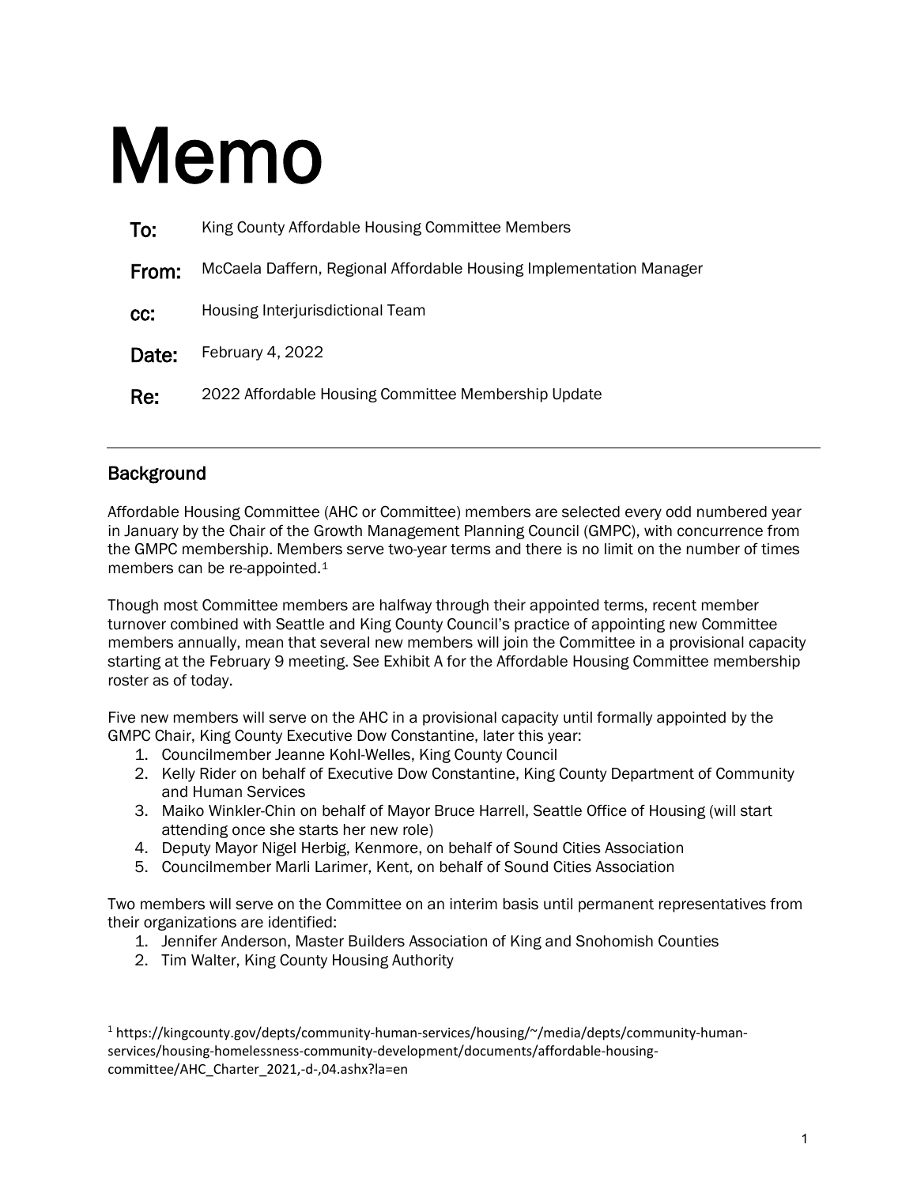# Memo

**To:** King County Affordable Housing Committee Members

**From:** McCaela Daffern, Regional Affordable Housing Implementation Manager

**cc:** Housing Interjurisdictional Team

**Date:** February 4, 2022

**Re:** 2022 Affordable Housing Committee Membership Update

---

## Background

Affordable Housing Committee (AHC or Committee) members are selected every odd numbered year in January by the Chair of the Growth Management Planning Council (GMPC), with concurrence from the GMPC membership. Members serve two-year terms and there is no limit on the number of times members can be re-appointed.[1]

Though most Committee members are halfway through their appointed terms, recent member turnover combined with Seattle and King County Council's practice of appointing new Committee members annually, mean that several new members will join the Committee in a provisional capacity starting at the February 9 meeting. See Exhibit A for the Affordable Housing Committee membership roster as of today.

Five new members will serve on the AHC in a provisional capacity until formally appointed by the GMPC Chair, King County Executive Dow Constantine, later this year:

1. Councilmember Jeanne Kohl-Welles, King County Council
2. Kelly Rider on behalf of Executive Dow Constantine, King County Department of Community and Human Services
3. Maiko Winkler-Chin on behalf of Mayor Bruce Harrell, Seattle Office of Housing (will start attending once she starts her new role)
4. Deputy Mayor Nigel Herbig, Kenmore, on behalf of Sound Cities Association
5. Councilmember Marli Larimer, Kent, on behalf of Sound Cities Association

Two members will serve on the Committee on an interim basis until permanent representatives from their organizations are identified:

1. Jennifer Anderson, Master Builders Association of King and Snohomish Counties
2. Tim Walter, King County Housing Authority

[1] https://kingcounty.gov/depts/community-human-services/housing/~/media/depts/community-human-services/housing-homelessness-community-development/documents/affordable-housing-committee/AHC_Charter_2021,-d-,04.ashx?la=en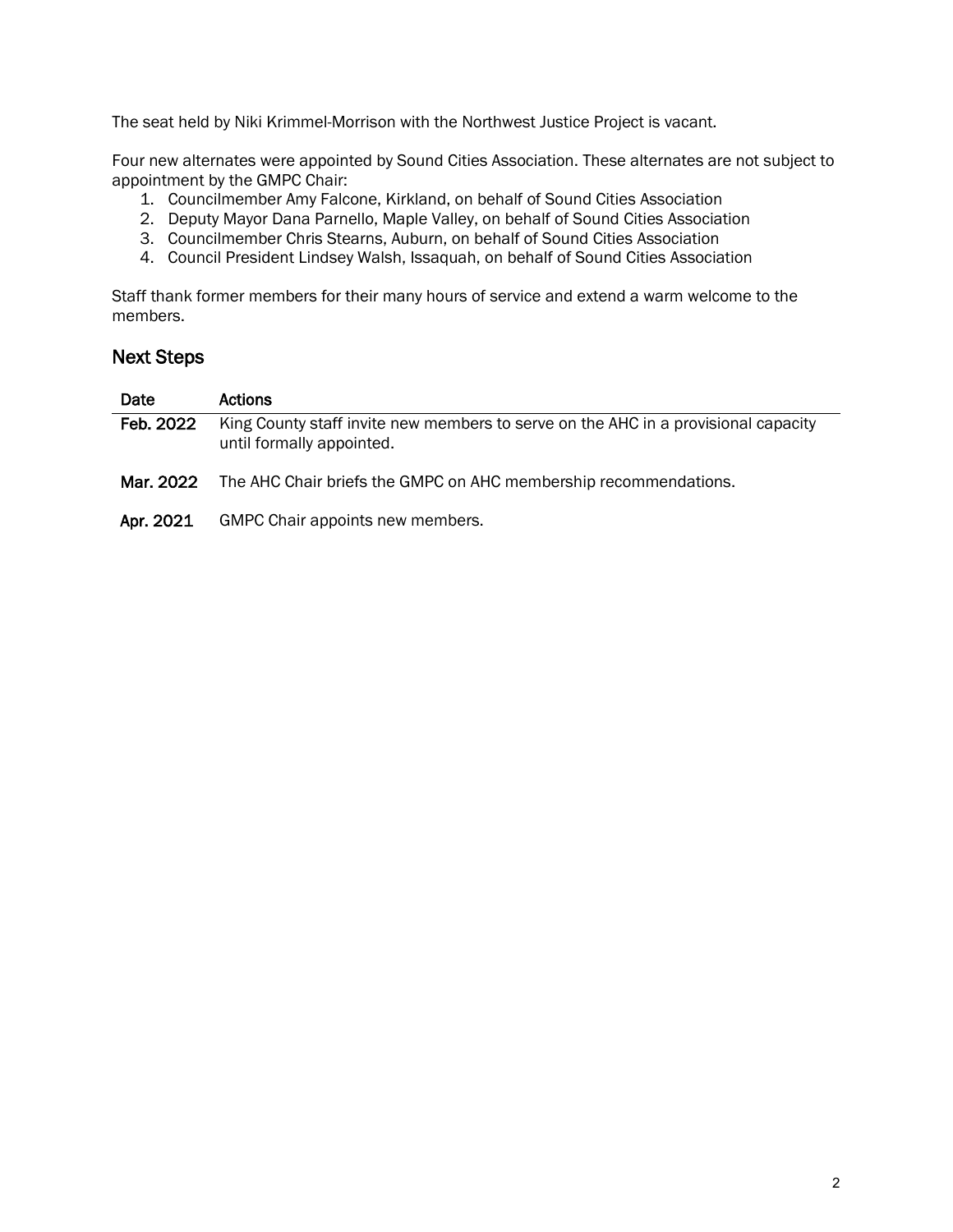The seat held by Niki Krimmel-Morrison with the Northwest Justice Project is vacant.

Four new alternates were appointed by Sound Cities Association. These alternates are not subject to appointment by the GMPC Chair:

1. Councilmember Amy Falcone, Kirkland, on behalf of Sound Cities Association
2. Deputy Mayor Dana Parnello, Maple Valley, on behalf of Sound Cities Association
3. Councilmember Chris Stearns, Auburn, on behalf of Sound Cities Association
4. Council President Lindsey Walsh, Issaquah, on behalf of Sound Cities Association

Staff thank former members for their many hours of service and extend a warm welcome to the members.

## Next Steps

| Date | Actions |
| --- | --- |
| Feb. 2022 | King County staff invite new members to serve on the AHC in a provisional capacity until formally appointed. |
| Mar. 2022 | The AHC Chair briefs the GMPC on AHC membership recommendations. |
| Apr. 2021 | GMPC Chair appoints new members. |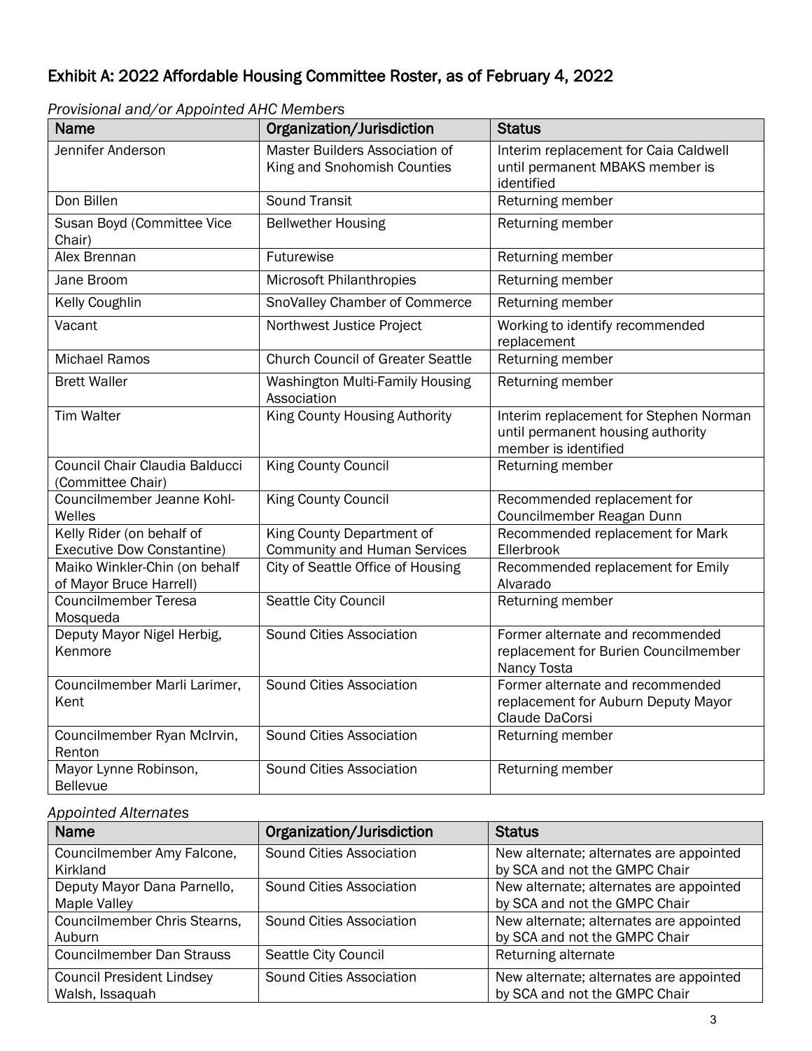# Exhibit A: 2022 Affordable Housing Committee Roster, as of February 4, 2022

*Provisional and/or Appointed AHC Members*

| Name | Organization/Jurisdiction | Status |
|---|---|---|
| Jennifer Anderson | Master Builders Association of King and Snohomish Counties | Interim replacement for Caia Caldwell until permanent MBAKS member is identified |
| Don Billen | Sound Transit | Returning member |
| Susan Boyd (Committee Vice Chair) | Bellwether Housing | Returning member |
| Alex Brennan | Futurewise | Returning member |
| Jane Broom | Microsoft Philanthropies | Returning member |
| Kelly Coughlin | SnoValley Chamber of Commerce | Returning member |
| Vacant | Northwest Justice Project | Working to identify recommended replacement |
| Michael Ramos | Church Council of Greater Seattle | Returning member |
| Brett Waller | Washington Multi-Family Housing Association | Returning member |
| Tim Walter | King County Housing Authority | Interim replacement for Stephen Norman until permanent housing authority member is identified |
| Council Chair Claudia Balducci (Committee Chair) | King County Council | Returning member |
| Councilmember Jeanne Kohl-Welles | King County Council | Recommended replacement for Councilmember Reagan Dunn |
| Kelly Rider (on behalf of Executive Dow Constantine) | King County Department of Community and Human Services | Recommended replacement for Mark Ellerbrook |
| Maiko Winkler-Chin (on behalf of Mayor Bruce Harrell) | City of Seattle Office of Housing | Recommended replacement for Emily Alvarado |
| Councilmember Teresa Mosqueda | Seattle City Council | Returning member |
| Deputy Mayor Nigel Herbig, Kenmore | Sound Cities Association | Former alternate and recommended replacement for Burien Councilmember Nancy Tosta |
| Councilmember Marli Larimer, Kent | Sound Cities Association | Former alternate and recommended replacement for Auburn Deputy Mayor Claude DaCorsi |
| Councilmember Ryan McIrvin, Renton | Sound Cities Association | Returning member |
| Mayor Lynne Robinson, Bellevue | Sound Cities Association | Returning member |

*Appointed Alternates*

| Name | Organization/Jurisdiction | Status |
|---|---|---|
| Councilmember Amy Falcone, Kirkland | Sound Cities Association | New alternate; alternates are appointed by SCA and not the GMPC Chair |
| Deputy Mayor Dana Parnello, Maple Valley | Sound Cities Association | New alternate; alternates are appointed by SCA and not the GMPC Chair |
| Councilmember Chris Stearns, Auburn | Sound Cities Association | New alternate; alternates are appointed by SCA and not the GMPC Chair |
| Councilmember Dan Strauss | Seattle City Council | Returning alternate |
| Council President Lindsey Walsh, Issaquah | Sound Cities Association | New alternate; alternates are appointed by SCA and not the GMPC Chair |